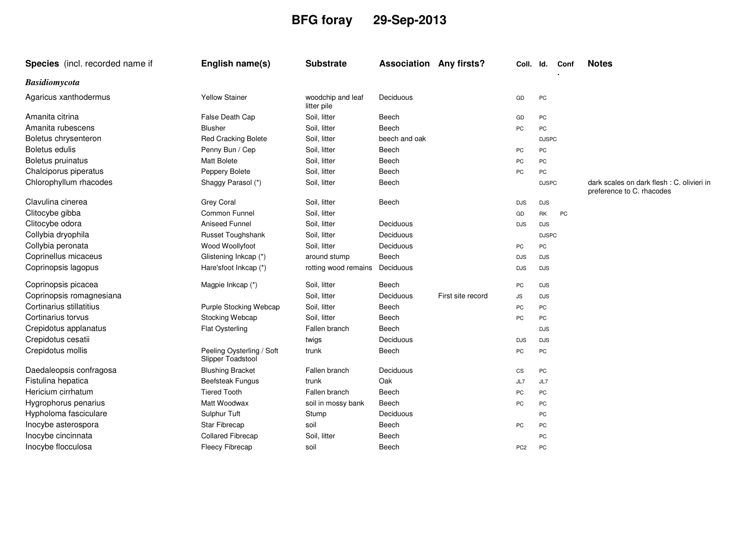# BFG foray 29-Sep-2013

| Species (incl. recorded name if | English name(s) | Substrate | Association | Any firsts? | Coll. | Id. | Conf. | Notes |
|---|---|---|---|---|---|---|---|---|
| ***Basidiomycota*** | | | | | | | | |
| Agaricus xanthodermus | Yellow Stainer | woodchip and leaf litter pile | Deciduous | | GD | PC | | |
| Amanita citrina | False Death Cap | Soil, litter | Beech | | GD | PC | | |
| Amanita rubescens | Blusher | Soil, litter | Beech | | PC | PC | | |
| Boletus chrysenteron | Red Cracking Bolete | Soil, litter | beech and oak | | | DJSPC | | |
| Boletus edulis | Penny Bun / Cep | Soil, litter | Beech | | PC | PC | | |
| Boletus pruinatus | Matt Bolete | Soil, litter | Beech | | PC | PC | | |
| Chalciporus piperatus | Peppery Bolete | Soil, litter | Beech | | PC | PC | | |
| Chlorophyllum rhacodes | Shaggy Parasol (*) | Soil, litter | Beech | | | DJSPC | | dark scales on dark flesh : C. olivieri in preference to C. rhacodes |
| Clavulina cinerea | Grey Coral | Soil, litter | Beech | | DJS | DJS | | |
| Clitocybe gibba | Common Funnel | Soil, litter | | | GD | RK | PC | |
| Clitocybe odora | Aniseed Funnel | Soil, litter | Deciduous | | DJS | DJS | | |
| Collybia dryophila | Russet Toughshank | Soil, litter | Deciduous | | | DJSPC | | |
| Collybia peronata | Wood Woollyfoot | Soil, litter | Deciduous | | PC | PC | | |
| Coprinellus micaceus | Glistening Inkcap (*) | around stump | Beech | | DJS | DJS | | |
| Coprinopsis lagopus | Hare'sfoot Inkcap (*) | rotting wood remains | Deciduous | | DJS | DJS | | |
| Coprinopsis picacea | Magpie Inkcap (*) | Soil, litter | Beech | | PC | DJS | | |
| Coprinopsis romagnesiana | | Soil, litter | Deciduous | First site record | JS | DJS | | |
| Cortinarius stillatitius | Purple Stocking Webcap | Soil, litter | Beech | | PC | PC | | |
| Cortinarius torvus | Stocking Webcap | Soil, litter | Beech | | PC | PC | | |
| Crepidotus applanatus | Flat Oysterling | Fallen branch | Beech | | | DJS | | |
| Crepidotus cesatii | | twigs | Deciduous | | DJS | DJS | | |
| Crepidotus mollis | Peeling Oysterling / Soft Slipper Toadstool | trunk | Beech | | PC | PC | | |
| Daedaleopsis confragosa | Blushing Bracket | Fallen branch | Deciduous | | CS | PC | | |
| Fistulina hepatica | Beefsteak Fungus | trunk | Oak | | JL7 | JL7 | | |
| Hericium cirrhatum | Tiered Tooth | Fallen branch | Beech | | PC | PC | | |
| Hygrophorus penarius | Matt Woodwax | soil in mossy bank | Beech | | PC | PC | | |
| Hypholoma fasciculare | Sulphur Tuft | Stump | Deciduous | | | PC | | |
| Inocybe asterospora | Star Fibrecap | soil | Beech | | PC | PC | | |
| Inocybe cincinnata | Collared Fibrecap | Soil, litter | Beech | | | PC | | |
| Inocybe flocculosa | Fleecy Fibrecap | soil | Beech | | PC2 | PC | | |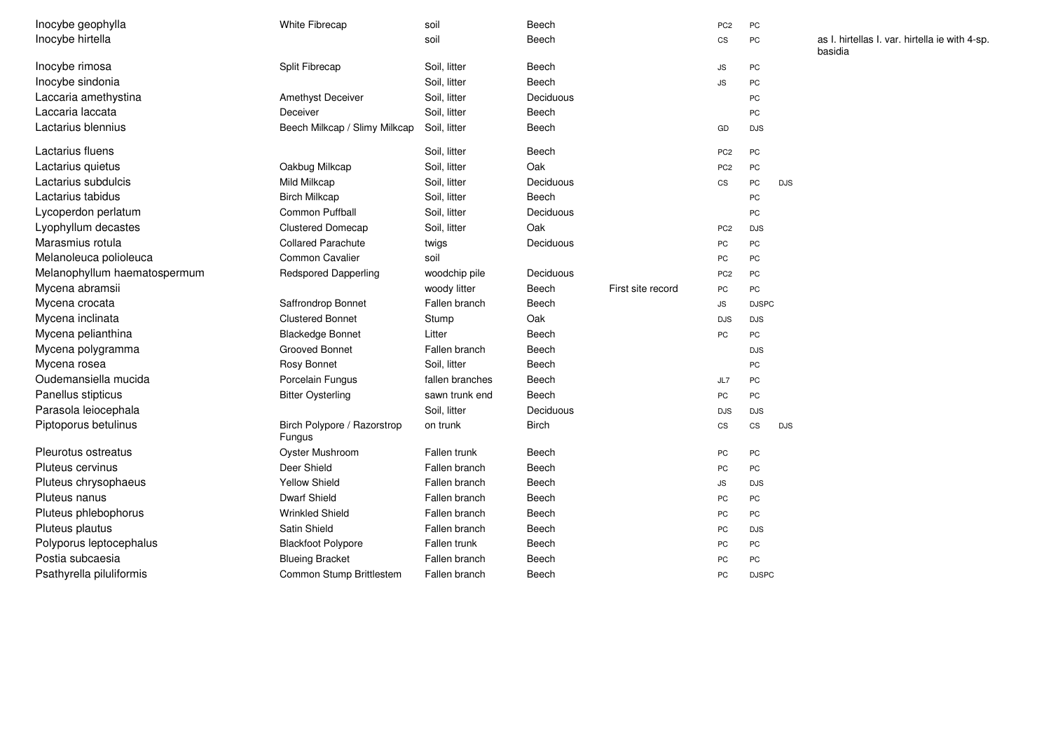| | | | | | | | | |
|---|---|---|---|---|---|---|---|---|
| Inocybe geophylla | White Fibrecap | soil | Beech | | PC2 | PC | | |
| Inocybe hirtella | | soil | Beech | | CS | PC | | as I. hirtellas I. var. hirtella ie with 4-sp. basidia |
| Inocybe rimosa | Split Fibrecap | Soil, litter | Beech | | JS | PC | | |
| Inocybe sindonia | | Soil, litter | Beech | | JS | PC | | |
| Laccaria amethystina | Amethyst Deceiver | Soil, litter | Deciduous | | | PC | | |
| Laccaria laccata | Deceiver | Soil, litter | Beech | | | PC | | |
| Lactarius blennius | Beech Milkcap / Slimy Milkcap | Soil, litter | Beech | | GD | DJS | | |
| Lactarius fluens | | Soil, litter | Beech | | PC2 | PC | | |
| Lactarius quietus | Oakbug Milkcap | Soil, litter | Oak | | PC2 | PC | | |
| Lactarius subdulcis | Mild Milkcap | Soil, litter | Deciduous | | CS | PC | DJS | |
| Lactarius tabidus | Birch Milkcap | Soil, litter | Beech | | | PC | | |
| Lycoperdon perlatum | Common Puffball | Soil, litter | Deciduous | | | PC | | |
| Lyophyllum decastes | Clustered Domecap | Soil, litter | Oak | | PC2 | DJS | | |
| Marasmius rotula | Collared Parachute | twigs | Deciduous | | PC | PC | | |
| Melanoleuca polioleuca | Common Cavalier | soil | | | PC | PC | | |
| Melanophyllum haematospermum | Redspored Dapperling | woodchip pile | Deciduous | | PC2 | PC | | |
| Mycena abramsii | | woody litter | Beech | First site record | PC | PC | | |
| Mycena crocata | Saffrondrop Bonnet | Fallen branch | Beech | | JS | DJSPC | | |
| Mycena inclinata | Clustered Bonnet | Stump | Oak | | DJS | DJS | | |
| Mycena pelianthina | Blackedge Bonnet | Litter | Beech | | PC | PC | | |
| Mycena polygramma | Grooved Bonnet | Fallen branch | Beech | | | DJS | | |
| Mycena rosea | Rosy Bonnet | Soil, litter | Beech | | | PC | | |
| Oudemansiella mucida | Porcelain Fungus | fallen branches | Beech | | JL7 | PC | | |
| Panellus stipticus | Bitter Oysterling | sawn trunk end | Beech | | PC | PC | | |
| Parasola leiocephala | | Soil, litter | Deciduous | | DJS | DJS | | |
| Piptoporus betulinus | Birch Polypore / Razorstrop Fungus | on trunk | Birch | | CS | CS | DJS | |
| Pleurotus ostreatus | Oyster Mushroom | Fallen trunk | Beech | | PC | PC | | |
| Pluteus cervinus | Deer Shield | Fallen branch | Beech | | PC | PC | | |
| Pluteus chrysophaeus | Yellow Shield | Fallen branch | Beech | | JS | DJS | | |
| Pluteus nanus | Dwarf Shield | Fallen branch | Beech | | PC | PC | | |
| Pluteus phlebophorus | Wrinkled Shield | Fallen branch | Beech | | PC | PC | | |
| Pluteus plautus | Satin Shield | Fallen branch | Beech | | PC | DJS | | |
| Polyporus leptocephalus | Blackfoot Polypore | Fallen trunk | Beech | | PC | PC | | |
| Postia subcaesia | Blueing Bracket | Fallen branch | Beech | | PC | PC | | |
| Psathyrella piluliformis | Common Stump Brittlestem | Fallen branch | Beech | | PC | DJSPC | | |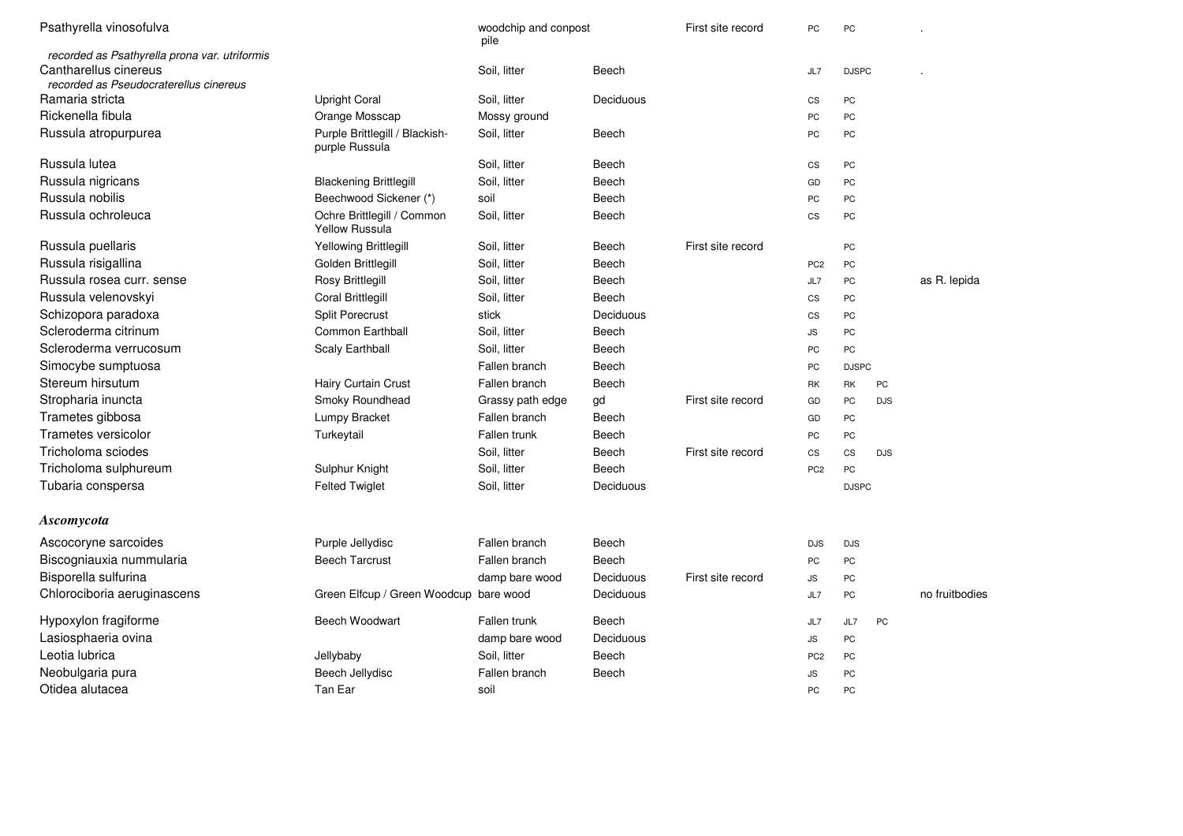| | | | | | | | | |
|---|---|---|---|---|---|---|---|---|
| Psathyrella vinosofulva | | woodchip and conpost pile | | First site record | PC | PC | | . |
| *recorded as Psathyrella prona var. utriformis* | | | | | | | | |
| Cantharellus cinereus | | Soil, litter | Beech | | JL7 | DJSPC | | . |
| *recorded as Pseudocraterellus cinereus* | | | | | | | | |
| Ramaria stricta | Upright Coral | Soil, litter | Deciduous | | CS | PC | | |
| Rickenella fibula | Orange Mosscap | Mossy ground | | | PC | PC | | |
| Russula atropurpurea | Purple Brittlegill / Blackish-purple Russula | Soil, litter | Beech | | PC | PC | | |
| Russula lutea | | Soil, litter | Beech | | CS | PC | | |
| Russula nigricans | Blackening Brittlegill | Soil, litter | Beech | | GD | PC | | |
| Russula nobilis | Beechwood Sickener (*) | soil | Beech | | PC | PC | | |
| Russula ochroleuca | Ochre Brittlegill / Common Yellow Russula | Soil, litter | Beech | | CS | PC | | |
| Russula puellaris | Yellowing Brittlegill | Soil, litter | Beech | First site record | | PC | | |
| Russula risigallina | Golden Brittlegill | Soil, litter | Beech | | PC2 | PC | | |
| Russula rosea curr. sense | Rosy Brittlegill | Soil, litter | Beech | | JL7 | PC | | as R. lepida |
| Russula velenovskyi | Coral Brittlegill | Soil, litter | Beech | | CS | PC | | |
| Schizopora paradoxa | Split Porecrust | stick | Deciduous | | CS | PC | | |
| Scleroderma citrinum | Common Earthball | Soil, litter | Beech | | JS | PC | | |
| Scleroderma verrucosum | Scaly Earthball | Soil, litter | Beech | | PC | PC | | |
| Simocybe sumptuosa | | Fallen branch | Beech | | PC | DJSPC | | |
| Stereum hirsutum | Hairy Curtain Crust | Fallen branch | Beech | | RK | RK | PC | |
| Stropharia inuncta | Smoky Roundhead | Grassy path edge | gd | First site record | GD | PC | DJS | |
| Trametes gibbosa | Lumpy Bracket | Fallen branch | Beech | | GD | PC | | |
| Trametes versicolor | Turkeytail | Fallen trunk | Beech | | PC | PC | | |
| Tricholoma sciodes | | Soil, litter | Beech | First site record | CS | CS | DJS | |
| Tricholoma sulphureum | Sulphur Knight | Soil, litter | Beech | | PC2 | PC | | |
| Tubaria conspersa | Felted Twiglet | Soil, litter | Deciduous | | | DJSPC | | |

### *Ascomycota*

| | | | | | | | | |
|---|---|---|---|---|---|---|---|---|
| Ascocoryne sarcoides | Purple Jellydisc | Fallen branch | Beech | | DJS | DJS | | |
| Biscogniauxia nummularia | Beech Tarcrust | Fallen branch | Beech | | PC | PC | | |
| Bisporella sulfurina | | damp bare wood | Deciduous | First site record | JS | PC | | |
| Chlorociboria aeruginascens | Green Elfcup / Green Woodcup | bare wood | Deciduous | | JL7 | PC | | no fruitbodies |
| Hypoxylon fragiforme | Beech Woodwart | Fallen trunk | Beech | | JL7 | JL7 | PC | |
| Lasiosphaeria ovina | | damp bare wood | Deciduous | | JS | PC | | |
| Leotia lubrica | Jellybaby | Soil, litter | Beech | | PC2 | PC | | |
| Neobulgaria pura | Beech Jellydisc | Fallen branch | Beech | | JS | PC | | |
| Otidea alutacea | Tan Ear | soil | | | PC | PC | | |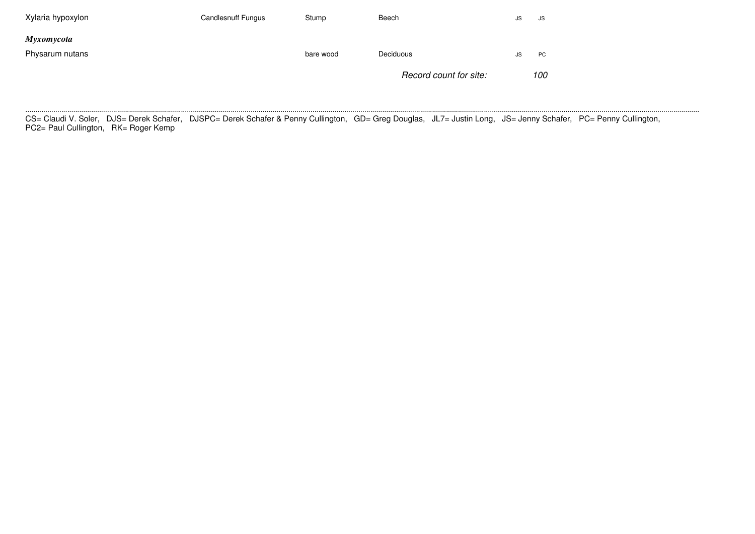| | | | | | |
|---|---|---|---|---|---|
| Xylaria hypoxylon | Candlesnuff Fungus | Stump | Beech | JS | JS |
| ***Myxomycota*** | | | | | |
| Physarum nutans | | bare wood | Deciduous | JS | PC |

*Record count for site:* *100*

CS= Claudi V. Soler, DJS= Derek Schafer, DJSPC= Derek Schafer & Penny Cullington, GD= Greg Douglas, JL7= Justin Long, JS= Jenny Schafer, PC= Penny Cullington, PC2= Paul Cullington, RK= Roger Kemp